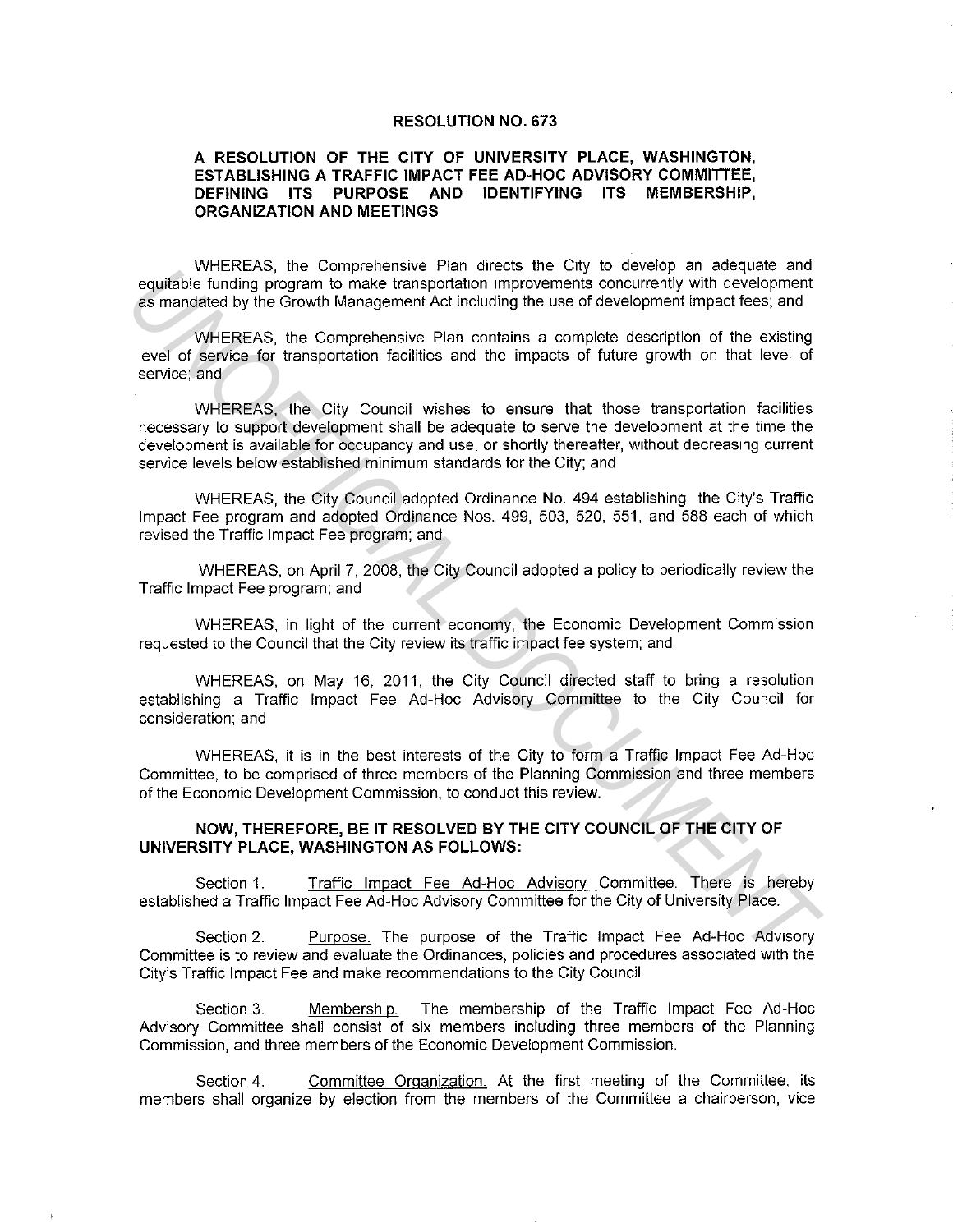# RESOLUTION NO. 673

## A RESOLUTION OF THE CITY OF UNIVERSITY PLACE, WASHINGTON, ESTABLISHING A TRAFFIC IMPACT FEE AD-HOC ADVISORY COMMITTEE, DEFINING ITS PURPOSE AND IDENTIFYING ITS MEMBERSHIP, ORGANIZATION AND MEETINGS

WHEREAS, the Comprehensive Plan directs the City to develop an adequate and equitable funding program to make transportation improvements concurrently with development as mandated by the Growth Management Act including the use of development impact fees; and

WHEREAS, the Comprehensive Plan contains a complete description of the existing level of service for transportation facilities and the impacts of future growth on that level of service; and

WHEREAS, the City Council wishes to ensure that those transportation facilities necessary to support development shall be adequate to serve the development at the time the development is available for occupancy and use, or shortly thereafter, without decreasing current service levels below established minimum standards for the City; and

WHEREAS, the City Council adopted Ordinance No. 494 establishing the City's Traffic Impact Fee program and adopted Ordinance Nos. 499, 503, 520, 551, and 588 each of which revised the Traffic Impact Fee program; and

WHEREAS, on April 7, 2008, the City Council adopted a policy to periodically review the Traffic Impact Fee program; and

WHEREAS, in light of the current economy, the Economic Development Commission requested to the Council that the City review its traffic impact fee system; and

WHEREAS, on May 16, 2011, the City Council directed staff to bring a resolution establishing a Traffic Impact Fee Ad-Hoc Advisory Committee to the City Council for consideration; and

WHEREAS, it is in the best interests of the City to form a Traffic Impact Fee Ad-Hoc Committee, to be comprised of three members of the Planning Commission and three members of the Economic Development Commission, to conduct this review.

**NOW, THEREFORE, BE IT RESOLVED BY THE CITY COUNCIL OF THE CITY OF UNIVERSITY PLACE, WASHINGTON AS FOLLOWS:**

Section 1. Traffic Impact Fee Ad-Hoc Advisory Committee. There is hereby established a Traffic Impact Fee Ad-Hoc Advisory Committee for the City of University Place.

Section 2. Purpose. The purpose of the Traffic Impact Fee Ad-Hoc Advisory Committee is to review and evaluate the Ordinances, policies and procedures associated with the City's Traffic Impact Fee and make recommendations to the City Council.

Section 3. Membership. The membership of the Traffic Impact Fee Ad-Hoc Advisory Committee shall consist of six members including three members of the Planning Commission, and three members of the Economic Development Commission.

Section 4. Committee Organization. At the first meeting of the Committee, its members shall organize by election from the members of the Committee a chairperson, vice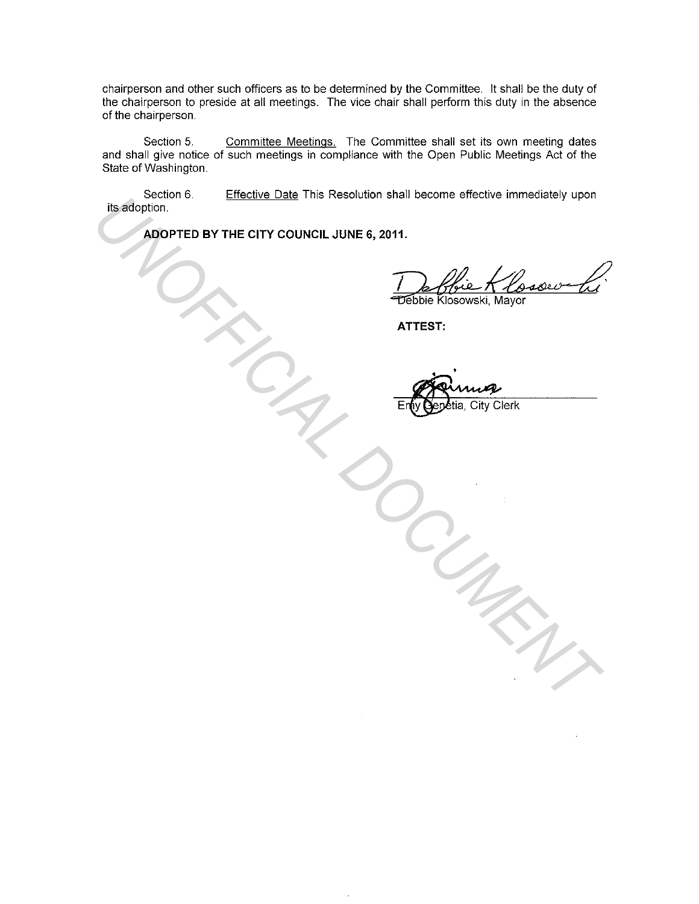chairperson and other such officers as to be determined by the Committee. It shall be the duty of the chairperson to preside at all meetings. The vice chair shall perform this duty in the absence of the chairperson.

Section 5. Committee Meetings. The Committee shall set its own meeting dates and shall give notice of such meetings in compliance with the Open Public Meetings Act of the State of Washington.

Section 6. Effective Date This Resolution shall become effective immediately upon its adoption.

**ADOPTED BY THE CITY COUNCIL JUNE 6, 2011.**

Debbie Klosowski, Mayor

**ATTEST:**

Emy Genetia, City Clerk

UNOFFICIAL DOCUMENT